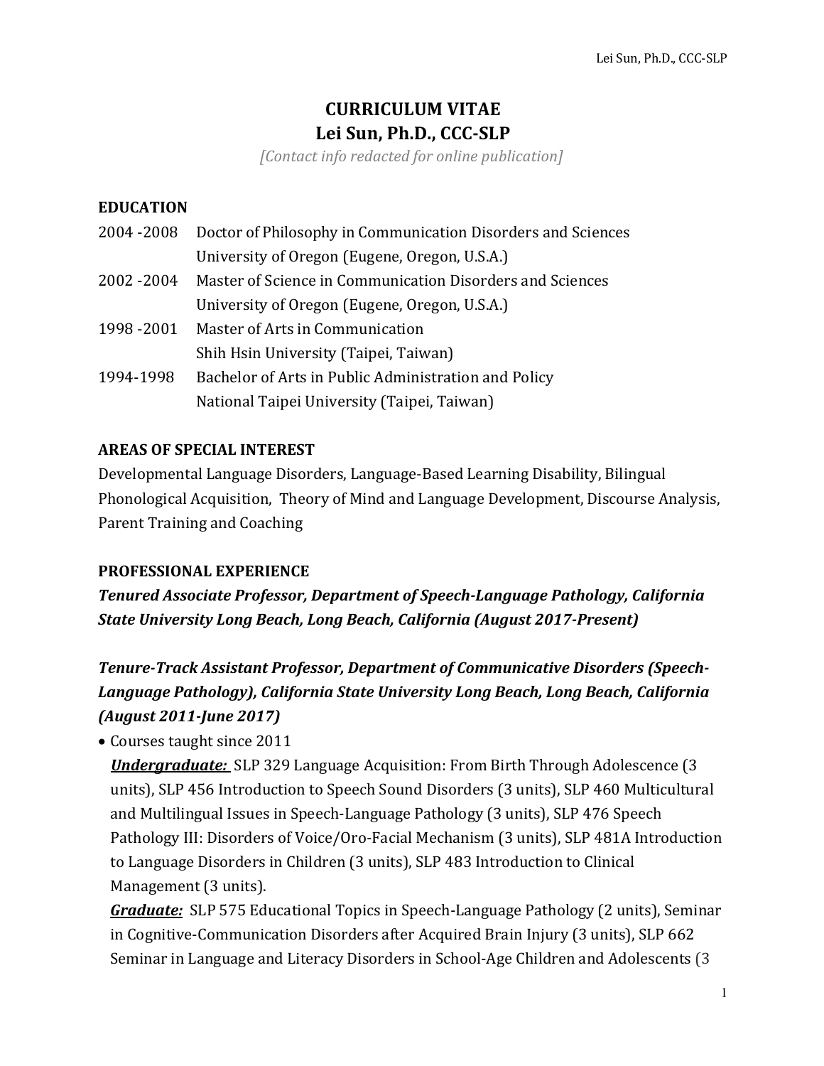# CURRICULUM VITAE
# Lei Sun, Ph.D., CCC-SLP

*[Contact info redacted for online publication]*

## EDUCATION

2004 -2008 Doctor of Philosophy in Communication Disorders and Sciences
University of Oregon (Eugene, Oregon, U.S.A.)

2002 -2004 Master of Science in Communication Disorders and Sciences
University of Oregon (Eugene, Oregon, U.S.A.)

1998 -2001 Master of Arts in Communication
Shih Hsin University (Taipei, Taiwan)

1994-1998 Bachelor of Arts in Public Administration and Policy
National Taipei University (Taipei, Taiwan)

## AREAS OF SPECIAL INTEREST

Developmental Language Disorders, Language-Based Learning Disability, Bilingual Phonological Acquisition, Theory of Mind and Language Development, Discourse Analysis, Parent Training and Coaching

## PROFESSIONAL EXPERIENCE

***Tenured Associate Professor, Department of Speech-Language Pathology, California State University Long Beach, Long Beach, California (August 2017-Present)***

***Tenure-Track Assistant Professor, Department of Communicative Disorders (Speech-Language Pathology), California State University Long Beach, Long Beach, California (August 2011-June 2017)***

- Courses taught since 2011

  ***Undergraduate:*** SLP 329 Language Acquisition: From Birth Through Adolescence (3 units), SLP 456 Introduction to Speech Sound Disorders (3 units), SLP 460 Multicultural and Multilingual Issues in Speech-Language Pathology (3 units), SLP 476 Speech Pathology III: Disorders of Voice/Oro-Facial Mechanism (3 units), SLP 481A Introduction to Language Disorders in Children (3 units), SLP 483 Introduction to Clinical Management (3 units).

  ***Graduate:*** SLP 575 Educational Topics in Speech-Language Pathology (2 units), Seminar in Cognitive-Communication Disorders after Acquired Brain Injury (3 units), SLP 662 Seminar in Language and Literacy Disorders in School-Age Children and Adolescents (3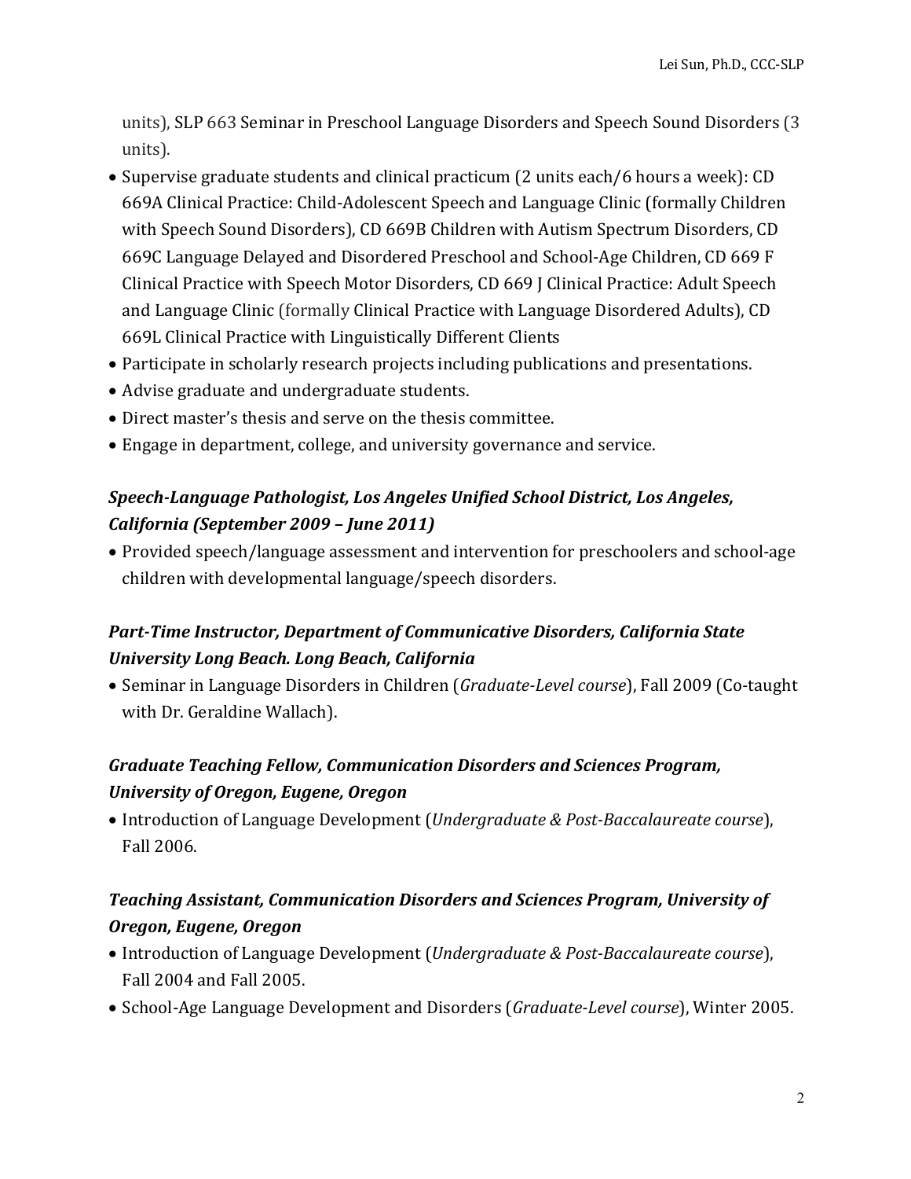units), SLP 663 Seminar in Preschool Language Disorders and Speech Sound Disorders (3 units).

- Supervise graduate students and clinical practicum (2 units each/6 hours a week): CD 669A Clinical Practice: Child-Adolescent Speech and Language Clinic (formally Children with Speech Sound Disorders), CD 669B Children with Autism Spectrum Disorders, CD 669C Language Delayed and Disordered Preschool and School-Age Children, CD 669 F Clinical Practice with Speech Motor Disorders, CD 669 J Clinical Practice: Adult Speech and Language Clinic (formally Clinical Practice with Language Disordered Adults), CD 669L Clinical Practice with Linguistically Different Clients
- Participate in scholarly research projects including publications and presentations.
- Advise graduate and undergraduate students.
- Direct master's thesis and serve on the thesis committee.
- Engage in department, college, and university governance and service.

### *Speech-Language Pathologist, Los Angeles Unified School District, Los Angeles, California (September 2009 – June 2011)*

- Provided speech/language assessment and intervention for preschoolers and school-age children with developmental language/speech disorders.

### *Part-Time Instructor, Department of Communicative Disorders, California State University Long Beach. Long Beach, California*

- Seminar in Language Disorders in Children (*Graduate-Level course*), Fall 2009 (Co-taught with Dr. Geraldine Wallach).

### *Graduate Teaching Fellow, Communication Disorders and Sciences Program, University of Oregon, Eugene, Oregon*

- Introduction of Language Development (*Undergraduate & Post-Baccalaureate course*), Fall 2006.

### *Teaching Assistant, Communication Disorders and Sciences Program, University of Oregon, Eugene, Oregon*

- Introduction of Language Development (*Undergraduate & Post-Baccalaureate course*), Fall 2004 and Fall 2005.
- School-Age Language Development and Disorders (*Graduate-Level course*), Winter 2005.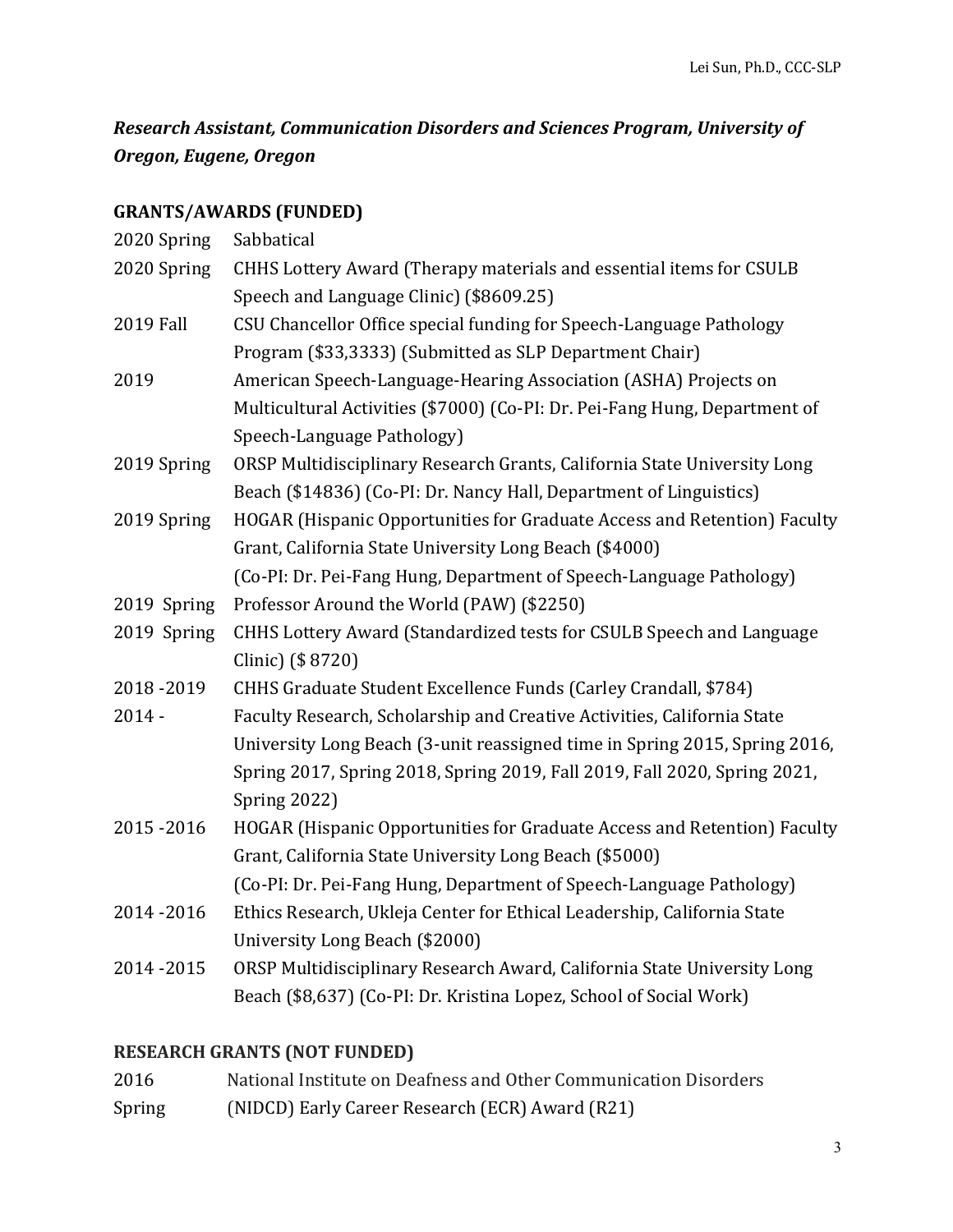***Research Assistant, Communication Disorders and Sciences Program, University of Oregon, Eugene, Oregon***

## GRANTS/AWARDS (FUNDED)

| | |
|---|---|
| 2020 Spring | Sabbatical |
| 2020 Spring | CHHS Lottery Award (Therapy materials and essential items for CSULB Speech and Language Clinic) ($8609.25) |
| 2019 Fall | CSU Chancellor Office special funding for Speech-Language Pathology Program ($33,3333) (Submitted as SLP Department Chair) |
| 2019 | American Speech-Language-Hearing Association (ASHA) Projects on Multicultural Activities ($7000) (Co-PI: Dr. Pei-Fang Hung, Department of Speech-Language Pathology) |
| 2019 Spring | ORSP Multidisciplinary Research Grants, California State University Long Beach ($14836) (Co-PI: Dr. Nancy Hall, Department of Linguistics) |
| 2019 Spring | HOGAR (Hispanic Opportunities for Graduate Access and Retention) Faculty Grant, California State University Long Beach ($4000) (Co-PI: Dr. Pei-Fang Hung, Department of Speech-Language Pathology) |
| 2019 Spring | Professor Around the World (PAW) ($2250) |
| 2019 Spring | CHHS Lottery Award (Standardized tests for CSULB Speech and Language Clinic) ($ 8720) |
| 2018 -2019 | CHHS Graduate Student Excellence Funds (Carley Crandall, $784) |
| 2014 - | Faculty Research, Scholarship and Creative Activities, California State University Long Beach (3-unit reassigned time in Spring 2015, Spring 2016, Spring 2017, Spring 2018, Spring 2019, Fall 2019, Fall 2020, Spring 2021, Spring 2022) |
| 2015 -2016 | HOGAR (Hispanic Opportunities for Graduate Access and Retention) Faculty Grant, California State University Long Beach ($5000) (Co-PI: Dr. Pei-Fang Hung, Department of Speech-Language Pathology) |
| 2014 -2016 | Ethics Research, Ukleja Center for Ethical Leadership, California State University Long Beach ($2000) |
| 2014 -2015 | ORSP Multidisciplinary Research Award, California State University Long Beach ($8,637) (Co-PI: Dr. Kristina Lopez, School of Social Work) |

## RESEARCH GRANTS (NOT FUNDED)

| | |
|---|---|
| 2016 Spring | National Institute on Deafness and Other Communication Disorders (NIDCD) Early Career Research (ECR) Award (R21) |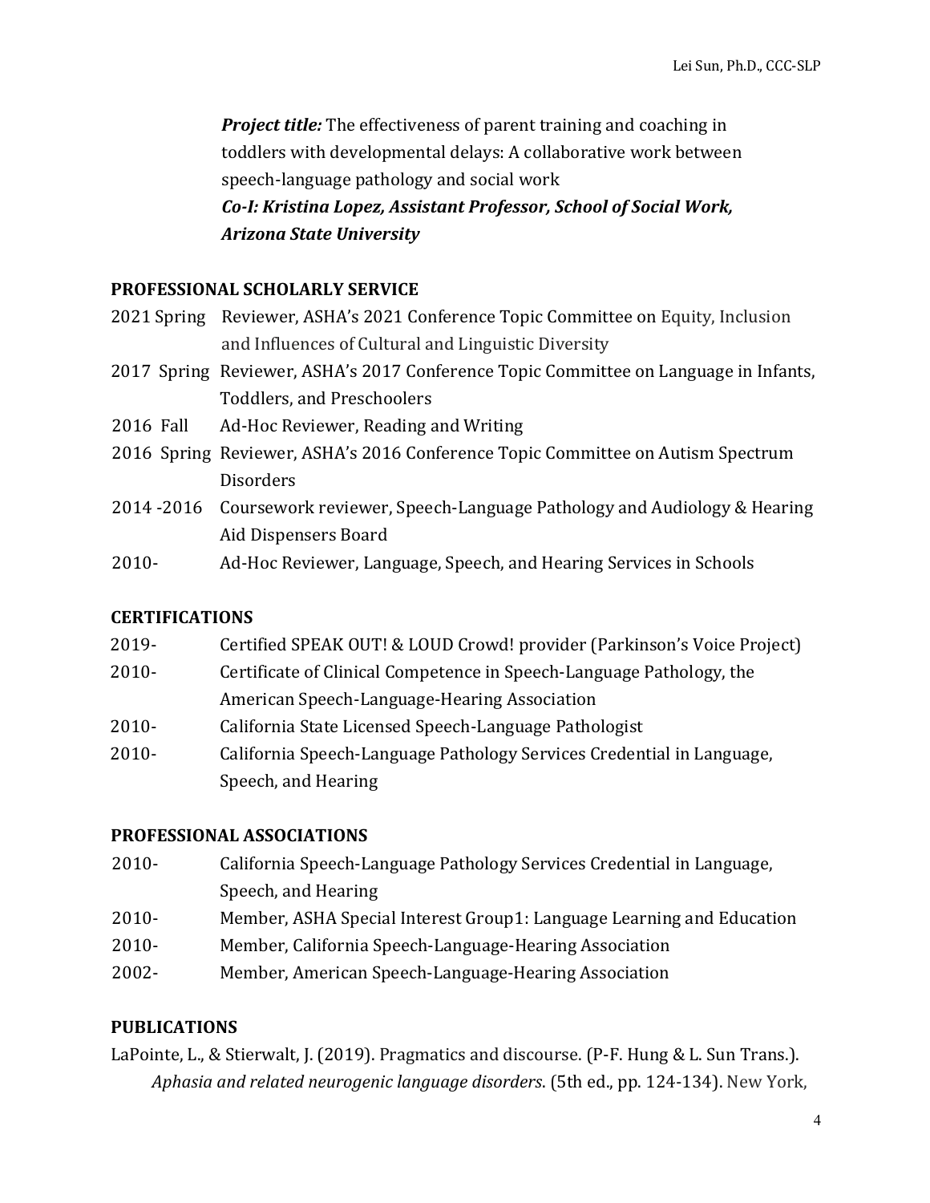***Project title:*** The effectiveness of parent training and coaching in toddlers with developmental delays: A collaborative work between speech-language pathology and social work

***Co-I: Kristina Lopez, Assistant Professor, School of Social Work, Arizona State University***

## PROFESSIONAL SCHOLARLY SERVICE

| | |
|---|---|
| 2021 Spring | Reviewer, ASHA's 2021 Conference Topic Committee on Equity, Inclusion and Influences of Cultural and Linguistic Diversity |
| 2017 Spring | Reviewer, ASHA's 2017 Conference Topic Committee on Language in Infants, Toddlers, and Preschoolers |
| 2016 Fall | Ad-Hoc Reviewer, Reading and Writing |
| 2016 Spring | Reviewer, ASHA's 2016 Conference Topic Committee on Autism Spectrum Disorders |
| 2014 -2016 | Coursework reviewer, Speech-Language Pathology and Audiology & Hearing Aid Dispensers Board |
| 2010- | Ad-Hoc Reviewer, Language, Speech, and Hearing Services in Schools |

## CERTIFICATIONS

| | |
|---|---|
| 2019- | Certified SPEAK OUT! & LOUD Crowd! provider (Parkinson's Voice Project) |
| 2010- | Certificate of Clinical Competence in Speech-Language Pathology, the American Speech-Language-Hearing Association |
| 2010- | California State Licensed Speech-Language Pathologist |
| 2010- | California Speech-Language Pathology Services Credential in Language, Speech, and Hearing |

## PROFESSIONAL ASSOCIATIONS

| | |
|---|---|
| 2010- | California Speech-Language Pathology Services Credential in Language, Speech, and Hearing |
| 2010- | Member, ASHA Special Interest Group1: Language Learning and Education |
| 2010- | Member, California Speech-Language-Hearing Association |
| 2002- | Member, American Speech-Language-Hearing Association |

## PUBLICATIONS

LaPointe, L., & Stierwalt, J. (2019). Pragmatics and discourse. (P-F. Hung & L. Sun Trans.). *Aphasia and related neurogenic language disorders*. (5th ed., pp. 124-134). New York,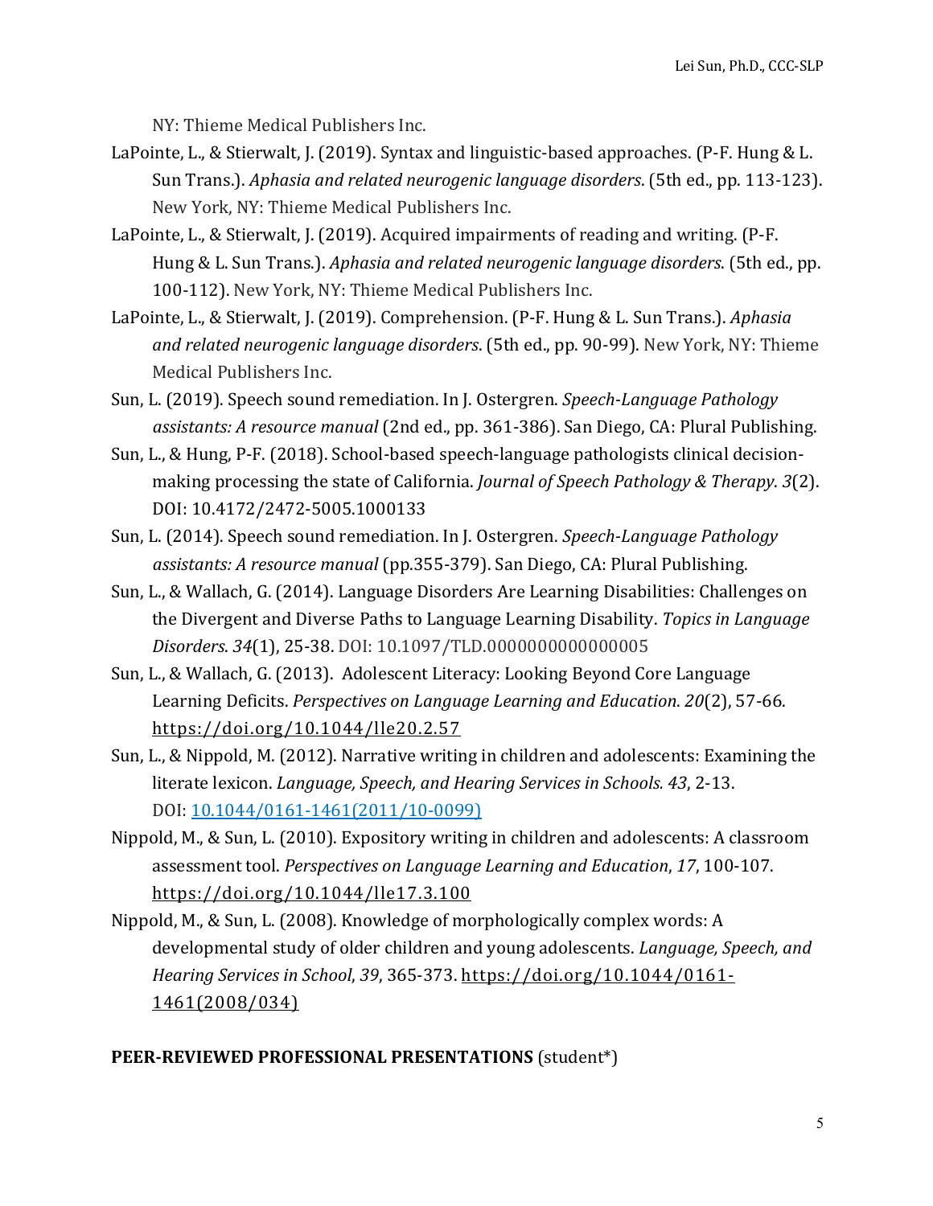NY: Thieme Medical Publishers Inc.

LaPointe, L., & Stierwalt, J. (2019). Syntax and linguistic-based approaches. (P-F. Hung & L. Sun Trans.). *Aphasia and related neurogenic language disorders*. (5th ed., pp. 113-123). New York, NY: Thieme Medical Publishers Inc.

LaPointe, L., & Stierwalt, J. (2019). Acquired impairments of reading and writing. (P-F. Hung & L. Sun Trans.). *Aphasia and related neurogenic language disorders*. (5th ed., pp. 100-112). New York, NY: Thieme Medical Publishers Inc.

LaPointe, L., & Stierwalt, J. (2019). Comprehension. (P-F. Hung & L. Sun Trans.). *Aphasia and related neurogenic language disorders*. (5th ed., pp. 90-99). New York, NY: Thieme Medical Publishers Inc.

Sun, L. (2019). Speech sound remediation. In J. Ostergren. *Speech-Language Pathology assistants: A resource manual* (2nd ed., pp. 361-386). San Diego, CA: Plural Publishing.

Sun, L., & Hung, P-F. (2018). School-based speech-language pathologists clinical decision-making processing the state of California. *Journal of Speech Pathology & Therapy*. *3*(2). DOI: 10.4172/2472-5005.1000133

Sun, L. (2014). Speech sound remediation. In J. Ostergren. *Speech-Language Pathology assistants: A resource manual* (pp.355-379). San Diego, CA: Plural Publishing.

Sun, L., & Wallach, G. (2014). Language Disorders Are Learning Disabilities: Challenges on the Divergent and Diverse Paths to Language Learning Disability. *Topics in Language Disorders*. *34*(1), 25-38. DOI: 10.1097/TLD.0000000000000005

Sun, L., & Wallach, G. (2013). Adolescent Literacy: Looking Beyond Core Language Learning Deficits. *Perspectives on Language Learning and Education*. *20*(2), 57-66. https://doi.org/10.1044/lle20.2.57

Sun, L., & Nippold, M. (2012). Narrative writing in children and adolescents: Examining the literate lexicon. *Language, Speech, and Hearing Services in Schools. 43*, 2-13. DOI: 10.1044/0161-1461(2011/10-0099)

Nippold, M., & Sun, L. (2010). Expository writing in children and adolescents: A classroom assessment tool. *Perspectives on Language Learning and Education*, *17*, 100-107. https://doi.org/10.1044/lle17.3.100

Nippold, M., & Sun, L. (2008). Knowledge of morphologically complex words: A developmental study of older children and young adolescents. *Language, Speech, and Hearing Services in School*, *39*, 365-373. https://doi.org/10.1044/0161-1461(2008/034)

**PEER-REVIEWED PROFESSIONAL PRESENTATIONS** (student*)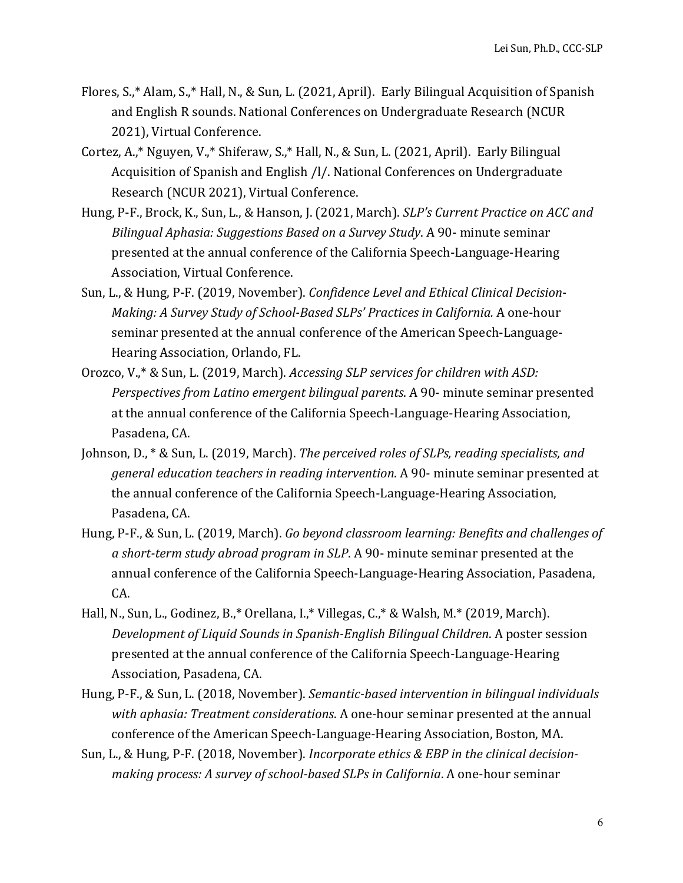Flores, S.,* Alam, S.,* Hall, N., & Sun, L. (2021, April). Early Bilingual Acquisition of Spanish and English R sounds. National Conferences on Undergraduate Research (NCUR 2021), Virtual Conference.

Cortez, A.,* Nguyen, V.,* Shiferaw, S.,* Hall, N., & Sun, L. (2021, April). Early Bilingual Acquisition of Spanish and English /l/. National Conferences on Undergraduate Research (NCUR 2021), Virtual Conference.

Hung, P-F., Brock, K., Sun, L., & Hanson, J. (2021, March). *SLP's Current Practice on ACC and Bilingual Aphasia: Suggestions Based on a Survey Study*. A 90- minute seminar presented at the annual conference of the California Speech-Language-Hearing Association, Virtual Conference.

Sun, L., & Hung, P-F. (2019, November). *Confidence Level and Ethical Clinical Decision-Making: A Survey Study of School-Based SLPs' Practices in California.* A one-hour seminar presented at the annual conference of the American Speech-Language-Hearing Association, Orlando, FL.

Orozco, V.,* & Sun, L. (2019, March). *Accessing SLP services for children with ASD: Perspectives from Latino emergent bilingual parents*. A 90- minute seminar presented at the annual conference of the California Speech-Language-Hearing Association, Pasadena, CA.

Johnson, D., * & Sun, L. (2019, March). *The perceived roles of SLPs, reading specialists, and general education teachers in reading intervention*. A 90- minute seminar presented at the annual conference of the California Speech-Language-Hearing Association, Pasadena, CA.

Hung, P-F., & Sun, L. (2019, March). *Go beyond classroom learning: Benefits and challenges of a short-term study abroad program in SLP*. A 90- minute seminar presented at the annual conference of the California Speech-Language-Hearing Association, Pasadena, CA.

Hall, N., Sun, L., Godinez, B.,* Orellana, I.,* Villegas, C.,* & Walsh, M.* (2019, March). *Development of Liquid Sounds in Spanish-English Bilingual Children*. A poster session presented at the annual conference of the California Speech-Language-Hearing Association, Pasadena, CA.

Hung, P-F., & Sun, L. (2018, November). *Semantic-based intervention in bilingual individuals with aphasia: Treatment considerations*. A one-hour seminar presented at the annual conference of the American Speech-Language-Hearing Association, Boston, MA.

Sun, L., & Hung, P-F. (2018, November). *Incorporate ethics & EBP in the clinical decision-making process: A survey of school-based SLPs in California*. A one-hour seminar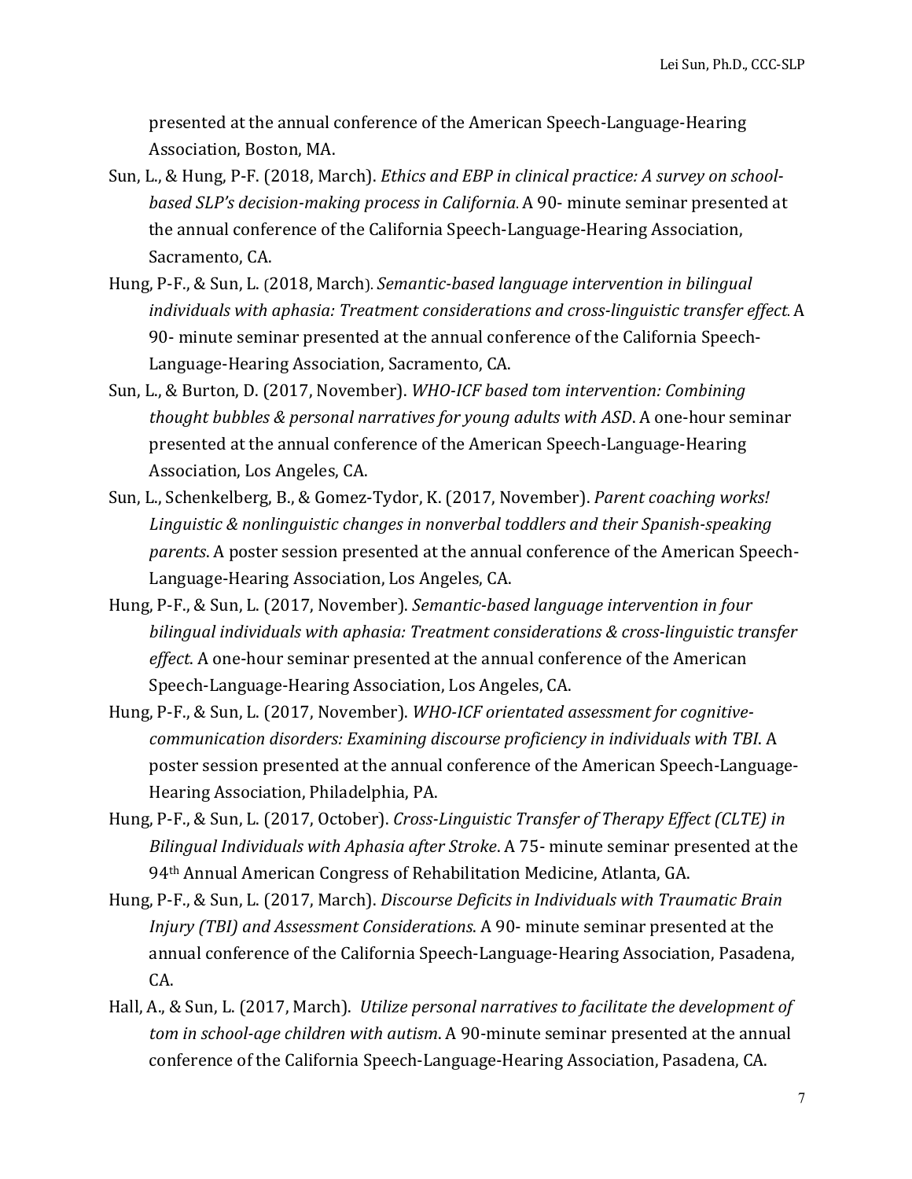presented at the annual conference of the American Speech-Language-Hearing Association, Boston, MA.

Sun, L., & Hung, P-F. (2018, March). *Ethics and EBP in clinical practice: A survey on school-based SLP's decision-making process in California.* A 90- minute seminar presented at the annual conference of the California Speech-Language-Hearing Association, Sacramento, CA.

Hung, P-F., & Sun, L. (2018, March). *Semantic-based language intervention in bilingual individuals with aphasia: Treatment considerations and cross-linguistic transfer effect.* A 90- minute seminar presented at the annual conference of the California Speech-Language-Hearing Association, Sacramento, CA.

Sun, L., & Burton, D. (2017, November). *WHO-ICF based tom intervention: Combining thought bubbles & personal narratives for young adults with ASD*. A one-hour seminar presented at the annual conference of the American Speech-Language-Hearing Association, Los Angeles, CA.

Sun, L., Schenkelberg, B., & Gomez-Tydor, K. (2017, November). *Parent coaching works! Linguistic & nonlinguistic changes in nonverbal toddlers and their Spanish-speaking parents*. A poster session presented at the annual conference of the American Speech-Language-Hearing Association, Los Angeles, CA.

Hung, P-F., & Sun, L. (2017, November). *Semantic-based language intervention in four bilingual individuals with aphasia: Treatment considerations & cross-linguistic transfer effect*. A one-hour seminar presented at the annual conference of the American Speech-Language-Hearing Association, Los Angeles, CA.

Hung, P-F., & Sun, L. (2017, November). *WHO-ICF orientated assessment for cognitive-communication disorders: Examining discourse proficiency in individuals with TBI*. A poster session presented at the annual conference of the American Speech-Language-Hearing Association, Philadelphia, PA.

Hung, P-F., & Sun, L. (2017, October). *Cross-Linguistic Transfer of Therapy Effect (CLTE) in Bilingual Individuals with Aphasia after Stroke*. A 75- minute seminar presented at the 94th Annual American Congress of Rehabilitation Medicine, Atlanta, GA.

Hung, P-F., & Sun, L. (2017, March). *Discourse Deficits in Individuals with Traumatic Brain Injury (TBI) and Assessment Considerations*. A 90- minute seminar presented at the annual conference of the California Speech-Language-Hearing Association, Pasadena, CA.

Hall, A., & Sun, L. (2017, March). *Utilize personal narratives to facilitate the development of tom in school-age children with autism*. A 90-minute seminar presented at the annual conference of the California Speech-Language-Hearing Association, Pasadena, CA.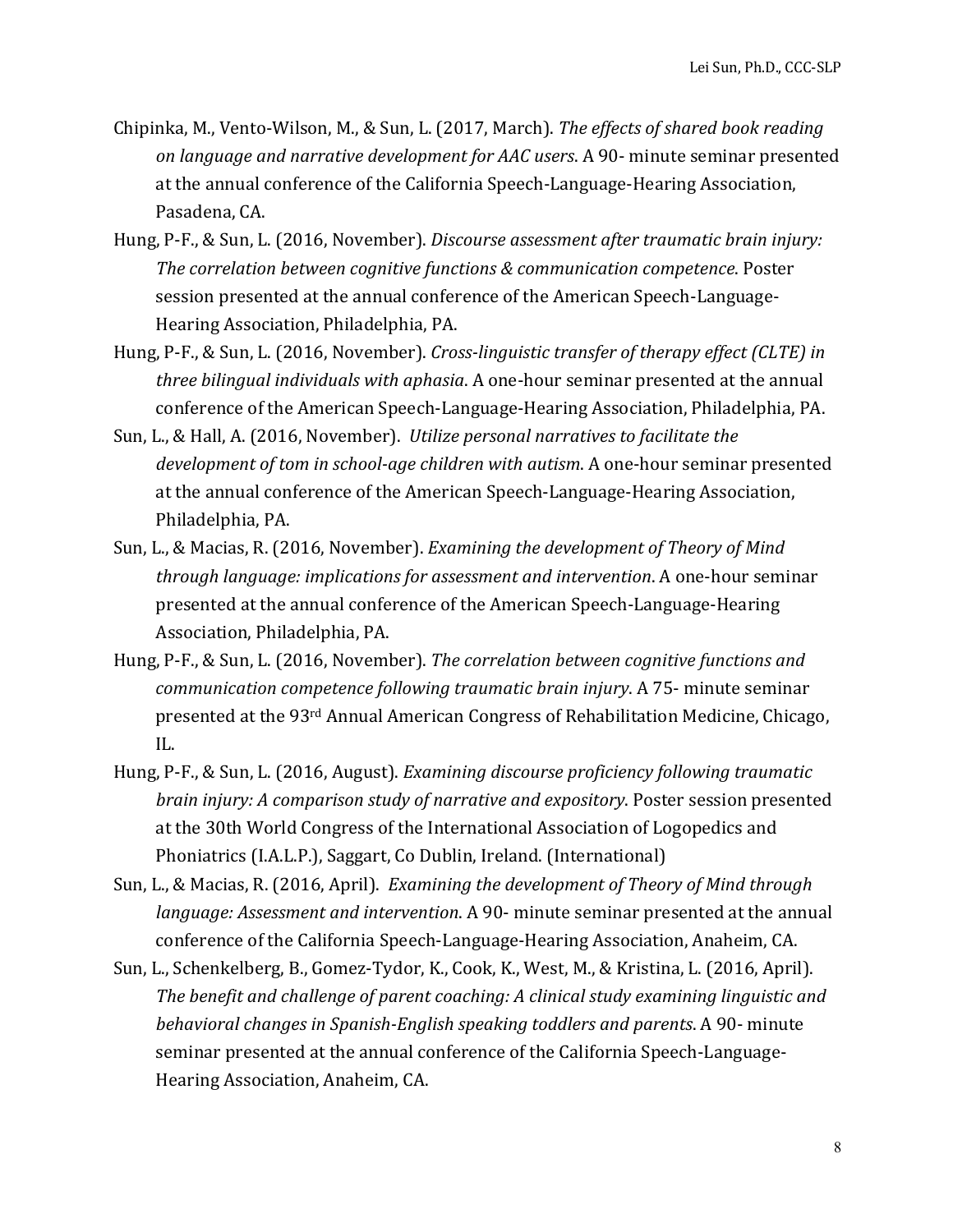Chipinka, M., Vento-Wilson, M., & Sun, L. (2017, March). *The effects of shared book reading on language and narrative development for AAC users*. A 90- minute seminar presented at the annual conference of the California Speech-Language-Hearing Association, Pasadena, CA.

Hung, P-F., & Sun, L. (2016, November). *Discourse assessment after traumatic brain injury: The correlation between cognitive functions & communication competence*. Poster session presented at the annual conference of the American Speech-Language-Hearing Association, Philadelphia, PA.

Hung, P-F., & Sun, L. (2016, November). *Cross-linguistic transfer of therapy effect (CLTE) in three bilingual individuals with aphasia*. A one-hour seminar presented at the annual conference of the American Speech-Language-Hearing Association, Philadelphia, PA.

Sun, L., & Hall, A. (2016, November). *Utilize personal narratives to facilitate the development of tom in school-age children with autism*. A one-hour seminar presented at the annual conference of the American Speech-Language-Hearing Association, Philadelphia, PA.

Sun, L., & Macias, R. (2016, November). *Examining the development of Theory of Mind through language: implications for assessment and intervention*. A one-hour seminar presented at the annual conference of the American Speech-Language-Hearing Association, Philadelphia, PA.

Hung, P-F., & Sun, L. (2016, November). *The correlation between cognitive functions and communication competence following traumatic brain injury*. A 75- minute seminar presented at the 93rd Annual American Congress of Rehabilitation Medicine, Chicago, IL.

Hung, P-F., & Sun, L. (2016, August). *Examining discourse proficiency following traumatic brain injury: A comparison study of narrative and expository*. Poster session presented at the 30th World Congress of the International Association of Logopedics and Phoniatrics (I.A.L.P.), Saggart, Co Dublin, Ireland. (International)

Sun, L., & Macias, R. (2016, April). *Examining the development of Theory of Mind through language: Assessment and intervention*. A 90- minute seminar presented at the annual conference of the California Speech-Language-Hearing Association, Anaheim, CA.

Sun, L., Schenkelberg, B., Gomez-Tydor, K., Cook, K., West, M., & Kristina, L. (2016, April). *The benefit and challenge of parent coaching: A clinical study examining linguistic and behavioral changes in Spanish-English speaking toddlers and parents*. A 90- minute seminar presented at the annual conference of the California Speech-Language-Hearing Association, Anaheim, CA.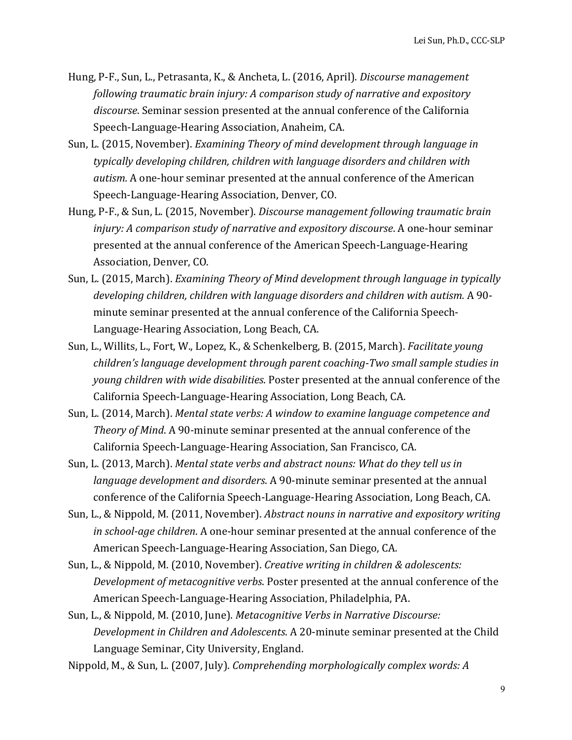Hung, P-F., Sun, L., Petrasanta, K., & Ancheta, L. (2016, April). *Discourse management following traumatic brain injury: A comparison study of narrative and expository discourse*. Seminar session presented at the annual conference of the California Speech-Language-Hearing Association, Anaheim, CA.

Sun, L. (2015, November). *Examining Theory of mind development through language in typically developing children, children with language disorders and children with autism.* A one-hour seminar presented at the annual conference of the American Speech-Language-Hearing Association, Denver, CO.

Hung, P-F., & Sun, L. (2015, November). *Discourse management following traumatic brain injury: A comparison study of narrative and expository discourse*. A one-hour seminar presented at the annual conference of the American Speech-Language-Hearing Association, Denver, CO.

Sun, L. (2015, March). *Examining Theory of Mind development through language in typically developing children, children with language disorders and children with autism.* A 90-minute seminar presented at the annual conference of the California Speech-Language-Hearing Association, Long Beach, CA.

Sun, L., Willits, L., Fort, W., Lopez, K., & Schenkelberg, B. (2015, March). *Facilitate young children's language development through parent coaching-Two small sample studies in young children with wide disabilities*. Poster presented at the annual conference of the California Speech-Language-Hearing Association, Long Beach, CA.

Sun, L. (2014, March). *Mental state verbs: A window to examine language competence and Theory of Mind*. A 90-minute seminar presented at the annual conference of the California Speech-Language-Hearing Association, San Francisco, CA.

Sun, L. (2013, March). *Mental state verbs and abstract nouns: What do they tell us in language development and disorders*. A 90-minute seminar presented at the annual conference of the California Speech-Language-Hearing Association, Long Beach, CA.

Sun, L., & Nippold, M. (2011, November). *Abstract nouns in narrative and expository writing in school-age children*. A one-hour seminar presented at the annual conference of the American Speech-Language-Hearing Association, San Diego, CA.

Sun, L., & Nippold, M. (2010, November). *Creative writing in children & adolescents: Development of metacognitive verbs*. Poster presented at the annual conference of the American Speech-Language-Hearing Association, Philadelphia, PA.

Sun, L., & Nippold, M. (2010, June). *Metacognitive Verbs in Narrative Discourse: Development in Children and Adolescents*. A 20-minute seminar presented at the Child Language Seminar, City University, England.

Nippold, M., & Sun, L. (2007, July). *Comprehending morphologically complex words: A*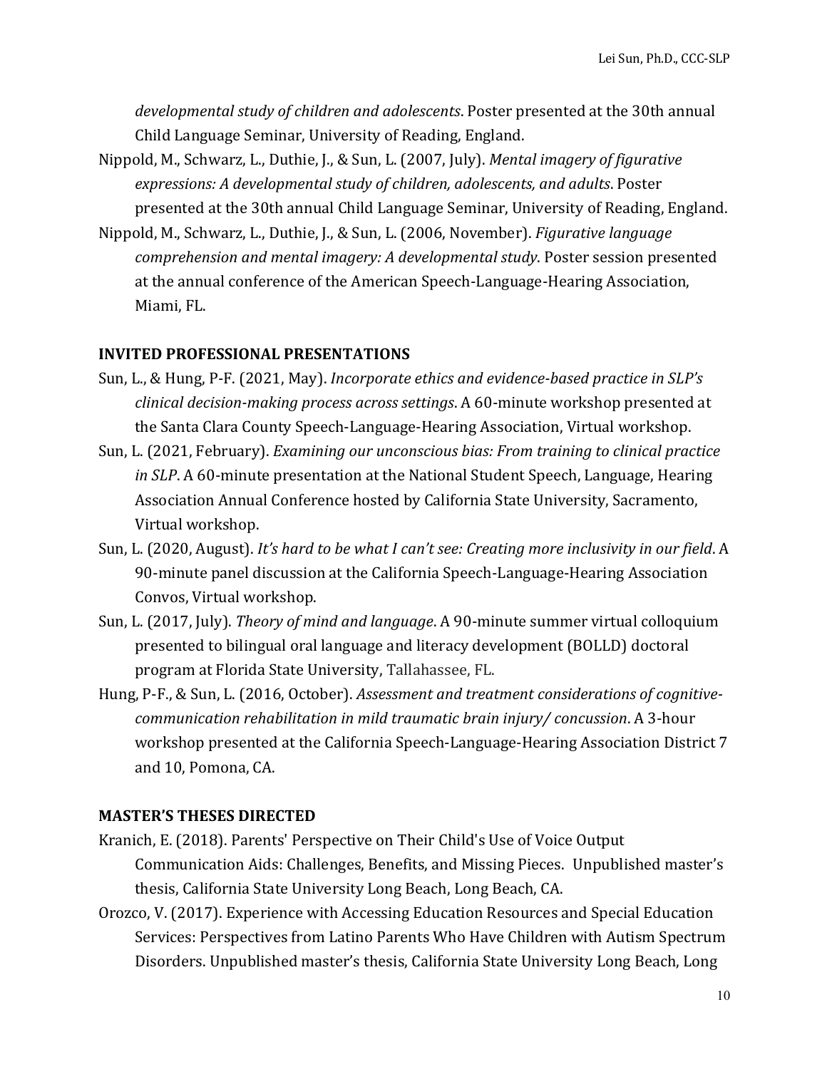*developmental study of children and adolescents*. Poster presented at the 30th annual Child Language Seminar, University of Reading, England.

Nippold, M., Schwarz, L., Duthie, J., & Sun, L. (2007, July). *Mental imagery of figurative expressions: A developmental study of children, adolescents, and adults*. Poster presented at the 30th annual Child Language Seminar, University of Reading, England.

Nippold, M., Schwarz, L., Duthie, J., & Sun, L. (2006, November). *Figurative language comprehension and mental imagery: A developmental study*. Poster session presented at the annual conference of the American Speech-Language-Hearing Association, Miami, FL.

## INVITED PROFESSIONAL PRESENTATIONS

Sun, L., & Hung, P-F. (2021, May). *Incorporate ethics and evidence-based practice in SLP's clinical decision-making process across settings*. A 60-minute workshop presented at the Santa Clara County Speech-Language-Hearing Association, Virtual workshop.

Sun, L. (2021, February). *Examining our unconscious bias: From training to clinical practice in SLP*. A 60-minute presentation at the National Student Speech, Language, Hearing Association Annual Conference hosted by California State University, Sacramento, Virtual workshop.

Sun, L. (2020, August). *It's hard to be what I can't see: Creating more inclusivity in our field*. A 90-minute panel discussion at the California Speech-Language-Hearing Association Convos, Virtual workshop.

Sun, L. (2017, July). *Theory of mind and language*. A 90-minute summer virtual colloquium presented to bilingual oral language and literacy development (BOLLD) doctoral program at Florida State University, Tallahassee, FL.

Hung, P-F., & Sun, L. (2016, October). *Assessment and treatment considerations of cognitive-communication rehabilitation in mild traumatic brain injury/ concussion*. A 3-hour workshop presented at the California Speech-Language-Hearing Association District 7 and 10, Pomona, CA.

## MASTER'S THESES DIRECTED

Kranich, E. (2018). Parents' Perspective on Their Child's Use of Voice Output Communication Aids: Challenges, Benefits, and Missing Pieces. Unpublished master's thesis, California State University Long Beach, Long Beach, CA.

Orozco, V. (2017). Experience with Accessing Education Resources and Special Education Services: Perspectives from Latino Parents Who Have Children with Autism Spectrum Disorders. Unpublished master's thesis, California State University Long Beach, Long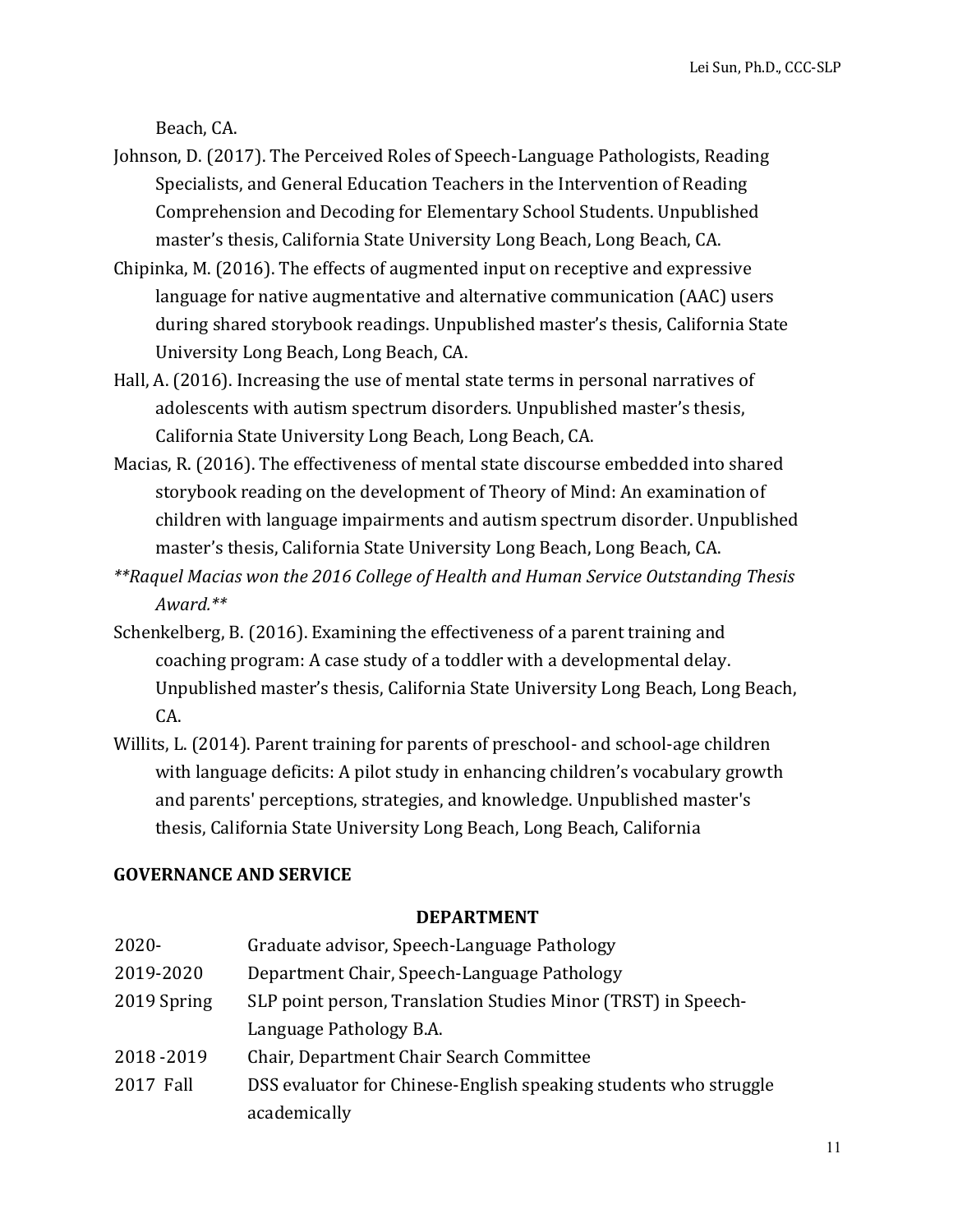Beach, CA.

Johnson, D. (2017). The Perceived Roles of Speech-Language Pathologists, Reading Specialists, and General Education Teachers in the Intervention of Reading Comprehension and Decoding for Elementary School Students. Unpublished master's thesis, California State University Long Beach, Long Beach, CA.

Chipinka, M. (2016). The effects of augmented input on receptive and expressive language for native augmentative and alternative communication (AAC) users during shared storybook readings. Unpublished master's thesis, California State University Long Beach, Long Beach, CA.

Hall, A. (2016). Increasing the use of mental state terms in personal narratives of adolescents with autism spectrum disorders. Unpublished master's thesis, California State University Long Beach, Long Beach, CA.

Macias, R. (2016). The effectiveness of mental state discourse embedded into shared storybook reading on the development of Theory of Mind: An examination of children with language impairments and autism spectrum disorder. Unpublished master's thesis, California State University Long Beach, Long Beach, CA.

*\*\*Raquel Macias won the 2016 College of Health and Human Service Outstanding Thesis Award.\*\**

Schenkelberg, B. (2016). Examining the effectiveness of a parent training and coaching program: A case study of a toddler with a developmental delay. Unpublished master's thesis, California State University Long Beach, Long Beach, CA.

Willits, L. (2014). Parent training for parents of preschool- and school-age children with language deficits: A pilot study in enhancing children's vocabulary growth and parents' perceptions, strategies, and knowledge. Unpublished master's thesis, California State University Long Beach, Long Beach, California

## GOVERNANCE AND SERVICE

### DEPARTMENT

| | |
|---|---|
| 2020- | Graduate advisor, Speech-Language Pathology |
| 2019-2020 | Department Chair, Speech-Language Pathology |
| 2019 Spring | SLP point person, Translation Studies Minor (TRST) in Speech-Language Pathology B.A. |
| 2018 -2019 | Chair, Department Chair Search Committee |
| 2017 Fall | DSS evaluator for Chinese-English speaking students who struggle academically |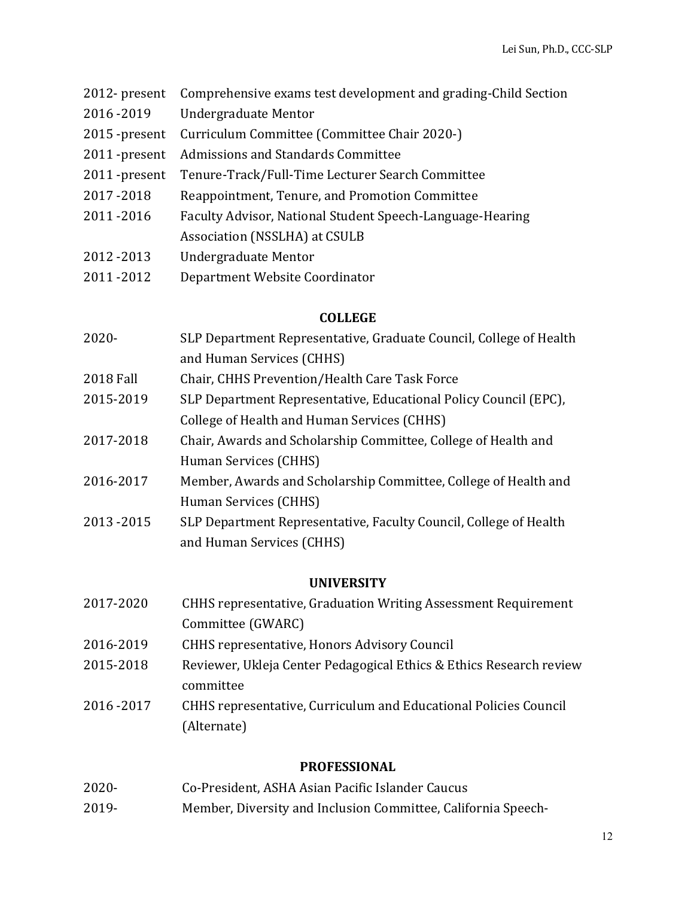2012- present Comprehensive exams test development and grading-Child Section
2016 -2019 Undergraduate Mentor
2015 -present Curriculum Committee (Committee Chair 2020-)
2011 -present Admissions and Standards Committee
2011 -present Tenure-Track/Full-Time Lecturer Search Committee
2017 -2018 Reappointment, Tenure, and Promotion Committee
2011 -2016 Faculty Advisor, National Student Speech-Language-Hearing Association (NSSLHA) at CSULB
2012 -2013 Undergraduate Mentor
2011 -2012 Department Website Coordinator

**COLLEGE**

2020- SLP Department Representative, Graduate Council, College of Health and Human Services (CHHS)
2018 Fall Chair, CHHS Prevention/Health Care Task Force
2015-2019 SLP Department Representative, Educational Policy Council (EPC), College of Health and Human Services (CHHS)
2017-2018 Chair, Awards and Scholarship Committee, College of Health and Human Services (CHHS)
2016-2017 Member, Awards and Scholarship Committee, College of Health and Human Services (CHHS)
2013 -2015 SLP Department Representative, Faculty Council, College of Health and Human Services (CHHS)

**UNIVERSITY**

2017-2020 CHHS representative, Graduation Writing Assessment Requirement Committee (GWARC)
2016-2019 CHHS representative, Honors Advisory Council
2015-2018 Reviewer, Ukleja Center Pedagogical Ethics & Ethics Research review committee
2016 -2017 CHHS representative, Curriculum and Educational Policies Council (Alternate)

**PROFESSIONAL**

2020- Co-President, ASHA Asian Pacific Islander Caucus
2019- Member, Diversity and Inclusion Committee, California Speech-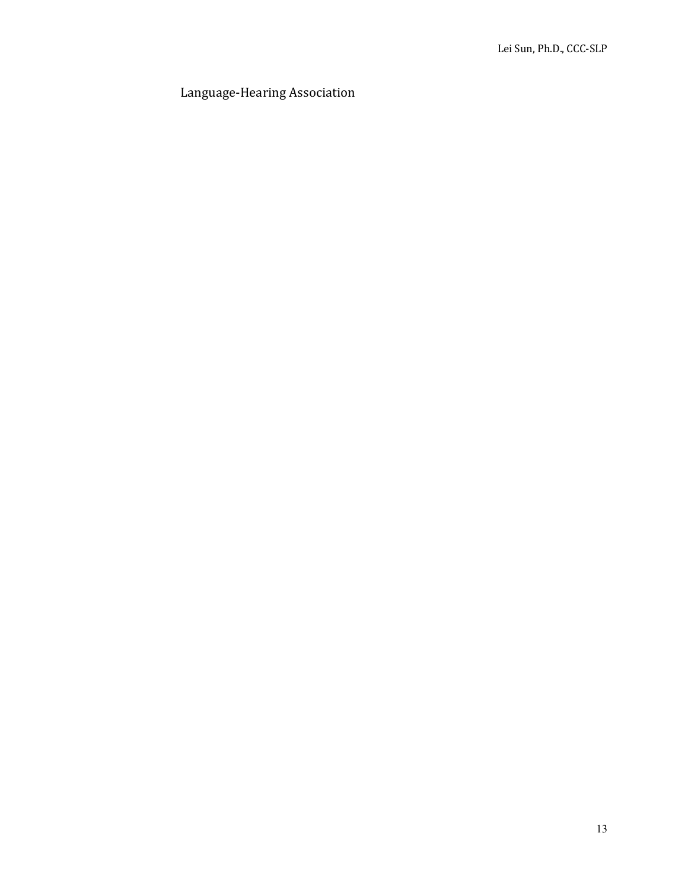Language-Hearing Association